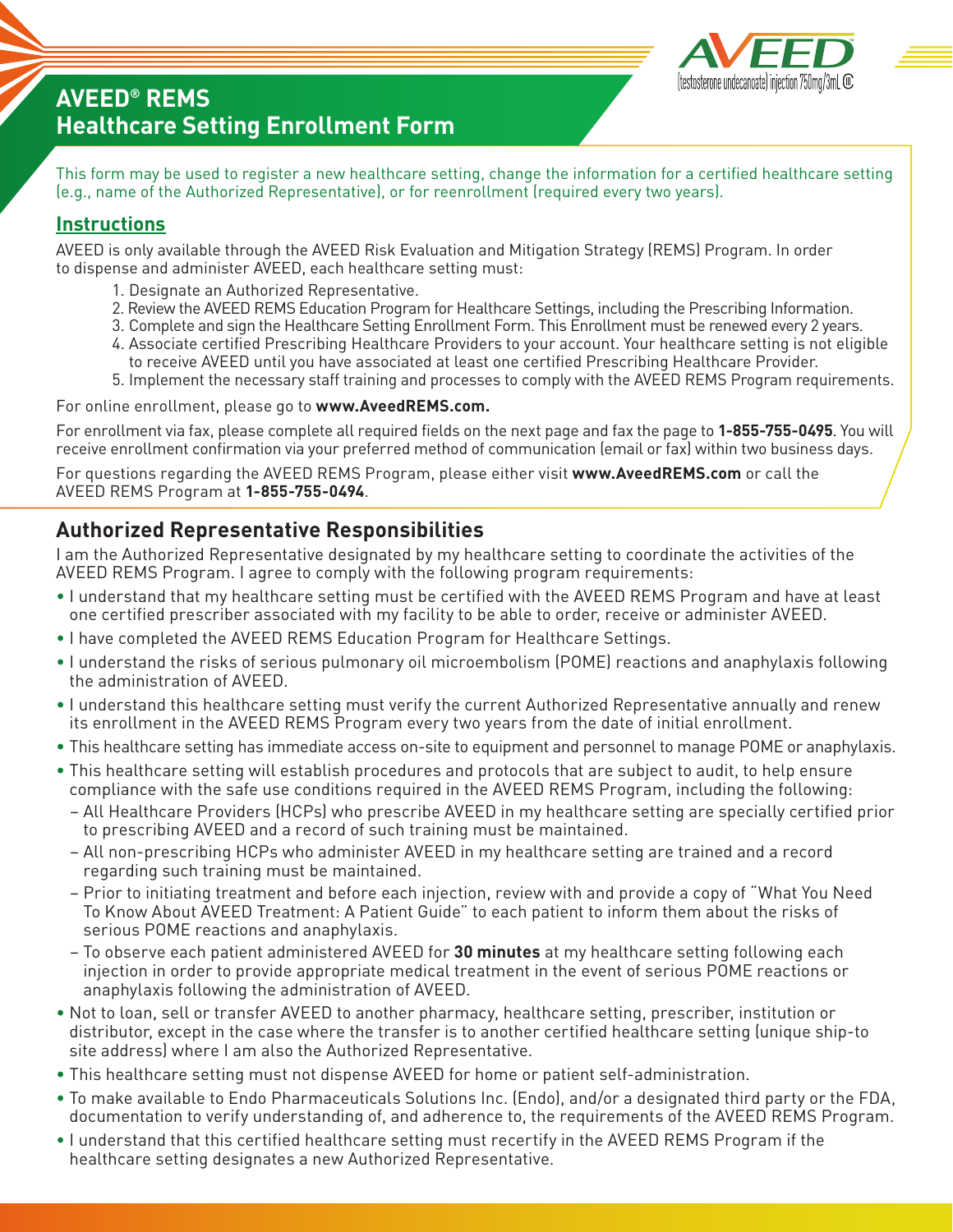# AVEED® REMS
# Healthcare Setting Enrollment Form

AVEED (testosterone undecanoate) injection 750mg/3mL CIII

This form may be used to register a new healthcare setting, change the information for a certified healthcare setting (e.g., name of the Authorized Representative), or for reenrollment (required every two years).

## Instructions

AVEED is only available through the AVEED Risk Evaluation and Mitigation Strategy (REMS) Program. In order to dispense and administer AVEED, each healthcare setting must:

1. Designate an Authorized Representative.
2. Review the AVEED REMS Education Program for Healthcare Settings, including the Prescribing Information.
3. Complete and sign the Healthcare Setting Enrollment Form. This Enrollment must be renewed every 2 years.
4. Associate certified Prescribing Healthcare Providers to your account. Your healthcare setting is not eligible to receive AVEED until you have associated at least one certified Prescribing Healthcare Provider.
5. Implement the necessary staff training and processes to comply with the AVEED REMS Program requirements.

For online enrollment, please go to **www.AveedREMS.com.**

For enrollment via fax, please complete all required fields on the next page and fax the page to **1-855-755-0495**. You will receive enrollment confirmation via your preferred method of communication (email or fax) within two business days.

For questions regarding the AVEED REMS Program, please either visit **www.AveedREMS.com** or call the AVEED REMS Program at **1-855-755-0494**.

## Authorized Representative Responsibilities

I am the Authorized Representative designated by my healthcare setting to coordinate the activities of the AVEED REMS Program. I agree to comply with the following program requirements:

- I understand that my healthcare setting must be certified with the AVEED REMS Program and have at least one certified prescriber associated with my facility to be able to order, receive or administer AVEED.
- I have completed the AVEED REMS Education Program for Healthcare Settings.
- I understand the risks of serious pulmonary oil microembolism (POME) reactions and anaphylaxis following the administration of AVEED.
- I understand this healthcare setting must verify the current Authorized Representative annually and renew its enrollment in the AVEED REMS Program every two years from the date of initial enrollment.
- This healthcare setting has immediate access on-site to equipment and personnel to manage POME or anaphylaxis.
- This healthcare setting will establish procedures and protocols that are subject to audit, to help ensure compliance with the safe use conditions required in the AVEED REMS Program, including the following:
  - All Healthcare Providers (HCPs) who prescribe AVEED in my healthcare setting are specially certified prior to prescribing AVEED and a record of such training must be maintained.
  - All non-prescribing HCPs who administer AVEED in my healthcare setting are trained and a record regarding such training must be maintained.
  - Prior to initiating treatment and before each injection, review with and provide a copy of "What You Need To Know About AVEED Treatment: A Patient Guide" to each patient to inform them about the risks of serious POME reactions and anaphylaxis.
  - To observe each patient administered AVEED for **30 minutes** at my healthcare setting following each injection in order to provide appropriate medical treatment in the event of serious POME reactions or anaphylaxis following the administration of AVEED.
- Not to loan, sell or transfer AVEED to another pharmacy, healthcare setting, prescriber, institution or distributor, except in the case where the transfer is to another certified healthcare setting (unique ship-to site address) where I am also the Authorized Representative.
- This healthcare setting must not dispense AVEED for home or patient self-administration.
- To make available to Endo Pharmaceuticals Solutions Inc. (Endo), and/or a designated third party or the FDA, documentation to verify understanding of, and adherence to, the requirements of the AVEED REMS Program.
- I understand that this certified healthcare setting must recertify in the AVEED REMS Program if the healthcare setting designates a new Authorized Representative.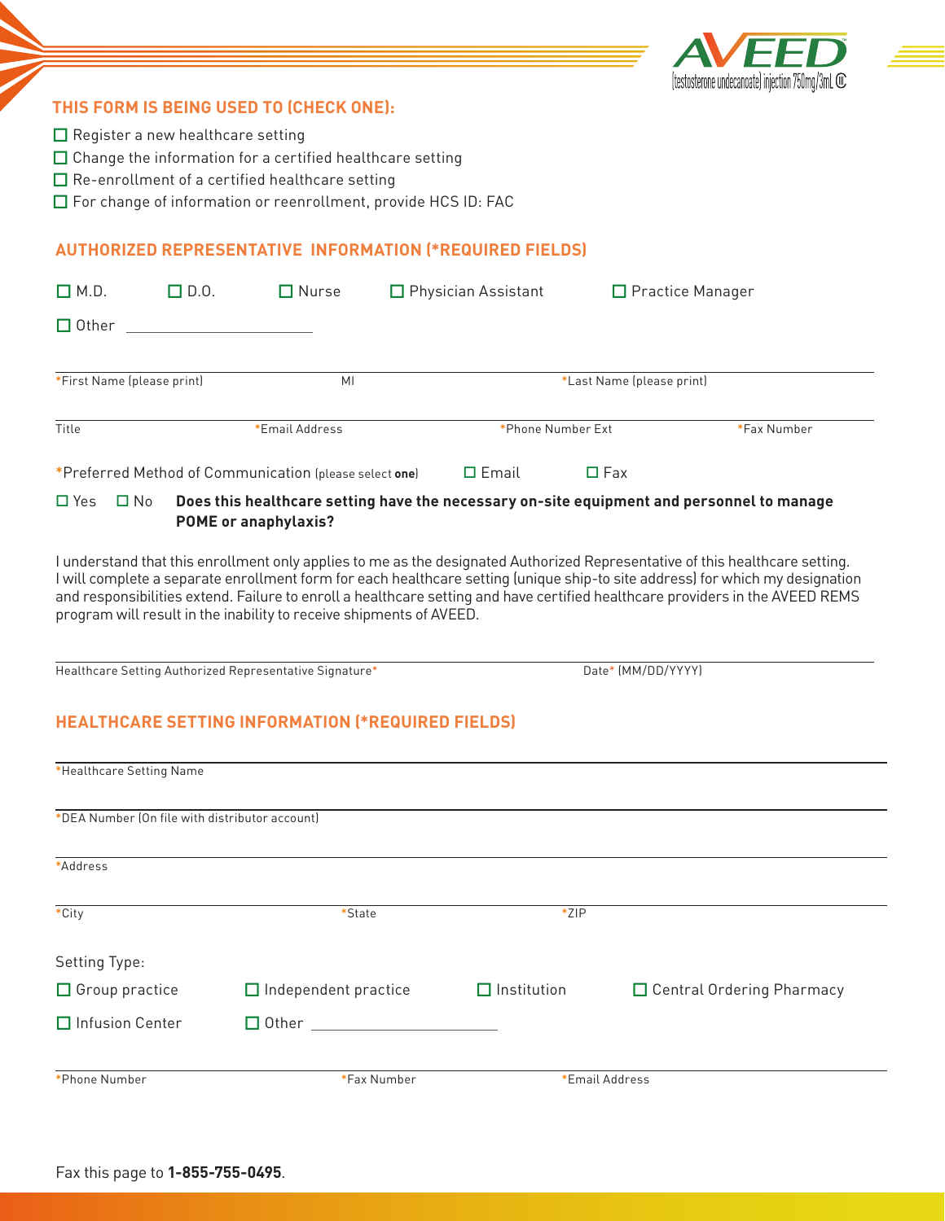AVEED (testosterone undecanoate) injection 750mg/3mL CIII

## THIS FORM IS BEING USED TO (CHECK ONE):

☐ Register a new healthcare setting
☐ Change the information for a certified healthcare setting
☐ Re-enrollment of a certified healthcare setting
☐ For change of information or reenrollment, provide HCS ID: FAC

## AUTHORIZED REPRESENTATIVE INFORMATION (*REQUIRED FIELDS)

☐ M.D. ☐ D.O. ☐ Nurse ☐ Physician Assistant ☐ Practice Manager

☐ Other ____________________

*First Name (please print) MI *Last Name (please print)

Title *Email Address *Phone Number Ext *Fax Number

*Preferred Method of Communication (please select **one**) ☐ Email ☐ Fax

☐ Yes ☐ No **Does this healthcare setting have the necessary on-site equipment and personnel to manage POME or anaphylaxis?**

I understand that this enrollment only applies to me as the designated Authorized Representative of this healthcare setting. I will complete a separate enrollment form for each healthcare setting (unique ship-to site address) for which my designation and responsibilities extend. Failure to enroll a healthcare setting and have certified healthcare providers in the AVEED REMS program will result in the inability to receive shipments of AVEED.

Healthcare Setting Authorized Representative Signature* Date* (MM/DD/YYYY)

## HEALTHCARE SETTING INFORMATION (*REQUIRED FIELDS)

*Healthcare Setting Name

*DEA Number (On file with distributor account)

*Address

*City *State *ZIP

Setting Type:

☐ Group practice ☐ Independent practice ☐ Institution ☐ Central Ordering Pharmacy

☐ Infusion Center ☐ Other ____________________

*Phone Number *Fax Number *Email Address

Fax this page to **1-855-755-0495**.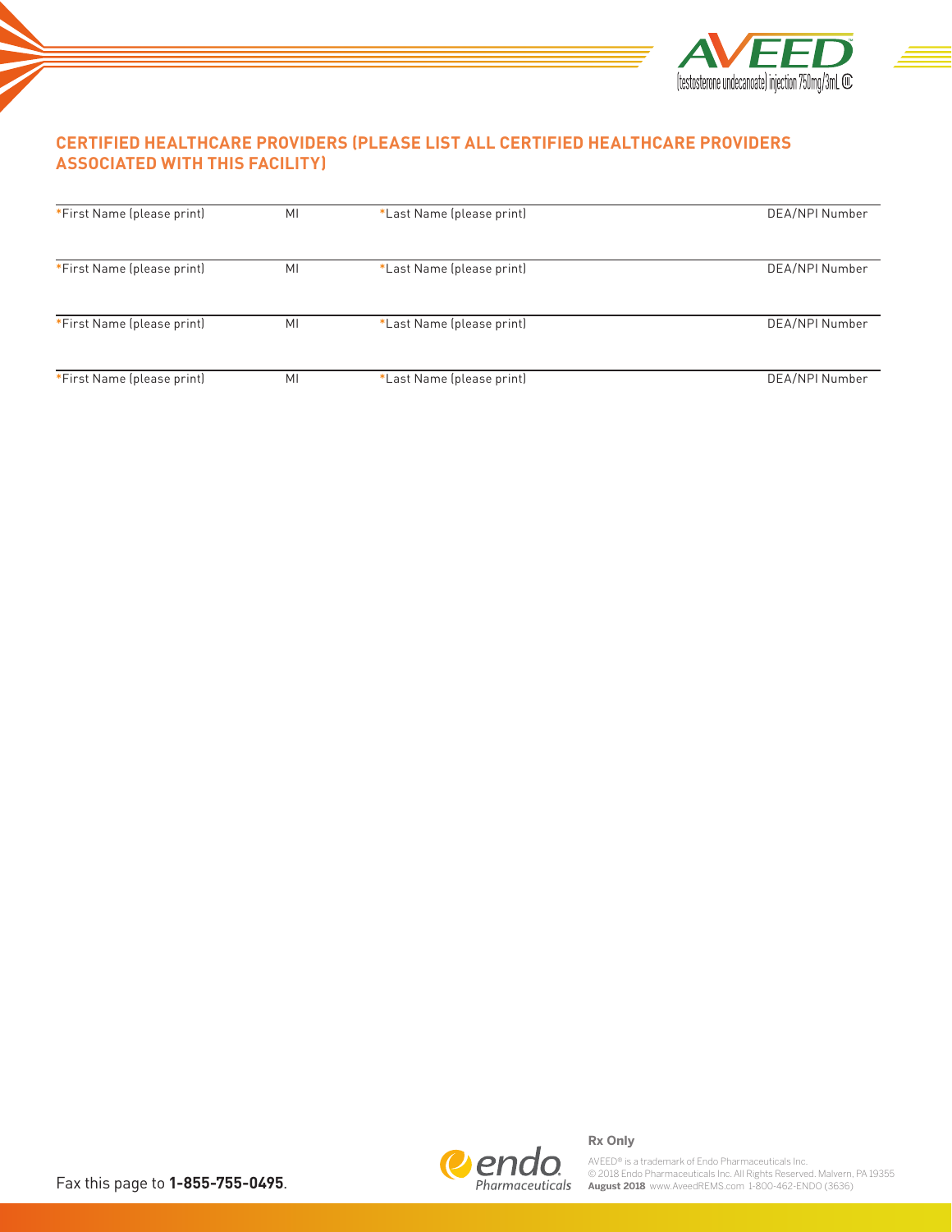## CERTIFIED HEALTHCARE PROVIDERS (PLEASE LIST ALL CERTIFIED HEALTHCARE PROVIDERS ASSOCIATED WITH THIS FACILITY)

| *First Name (please print) | MI | *Last Name (please print) | DEA/NPI Number |
|---|---|---|---|
| *First Name (please print) | MI | *Last Name (please print) | DEA/NPI Number |
| *First Name (please print) | MI | *Last Name (please print) | DEA/NPI Number |
| *First Name (please print) | MI | *Last Name (please print) | DEA/NPI Number |

Fax this page to **1-855-755-0495**.

**Rx Only**

AVEED® is a trademark of Endo Pharmaceuticals Inc.
© 2018 Endo Pharmaceuticals Inc. All Rights Reserved. Malvern, PA 19355
**August 2018** www.AveedREMS.com 1-800-462-ENDO (3636)